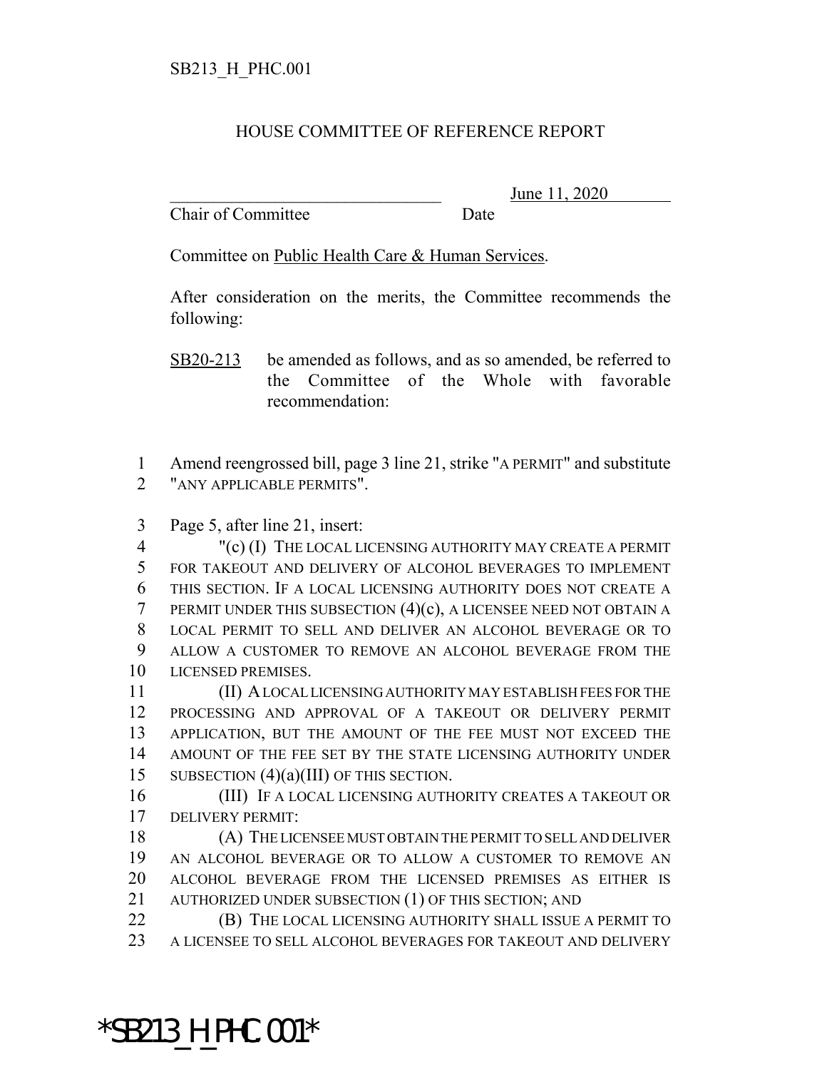SB213_H_PHC.001

# HOUSE COMMITTEE OF REFERENCE REPORT

_________________________________ June 11, 2020

Chair of Committee Date

Committee on Public Health Care & Human Services.

After consideration on the merits, the Committee recommends the following:

SB20-213 be amended as follows, and as so amended, be referred to the Committee of the Whole with favorable recommendation:

1 Amend reengrossed bill, page 3 line 21, strike "A PERMIT" and substitute
2 "ANY APPLICABLE PERMITS".

3 Page 5, after line 21, insert:
4 "(c) (I) THE LOCAL LICENSING AUTHORITY MAY CREATE A PERMIT
5 FOR TAKEOUT AND DELIVERY OF ALCOHOL BEVERAGES TO IMPLEMENT
6 THIS SECTION. IF A LOCAL LICENSING AUTHORITY DOES NOT CREATE A
7 PERMIT UNDER THIS SUBSECTION (4)(c), A LICENSEE NEED NOT OBTAIN A
8 LOCAL PERMIT TO SELL AND DELIVER AN ALCOHOL BEVERAGE OR TO
9 ALLOW A CUSTOMER TO REMOVE AN ALCOHOL BEVERAGE FROM THE
10 LICENSED PREMISES.
11 (II) A LOCAL LICENSING AUTHORITY MAY ESTABLISH FEES FOR THE
12 PROCESSING AND APPROVAL OF A TAKEOUT OR DELIVERY PERMIT
13 APPLICATION, BUT THE AMOUNT OF THE FEE MUST NOT EXCEED THE
14 AMOUNT OF THE FEE SET BY THE STATE LICENSING AUTHORITY UNDER
15 SUBSECTION (4)(a)(III) OF THIS SECTION.
16 (III) IF A LOCAL LICENSING AUTHORITY CREATES A TAKEOUT OR
17 DELIVERY PERMIT:
18 (A) THE LICENSEE MUST OBTAIN THE PERMIT TO SELL AND DELIVER
19 AN ALCOHOL BEVERAGE OR TO ALLOW A CUSTOMER TO REMOVE AN
20 ALCOHOL BEVERAGE FROM THE LICENSED PREMISES AS EITHER IS
21 AUTHORIZED UNDER SUBSECTION (1) OF THIS SECTION; AND
22 (B) THE LOCAL LICENSING AUTHORITY SHALL ISSUE A PERMIT TO
23 A LICENSEE TO SELL ALCOHOL BEVERAGES FOR TAKEOUT AND DELIVERY

*SB213_H_PHC.001*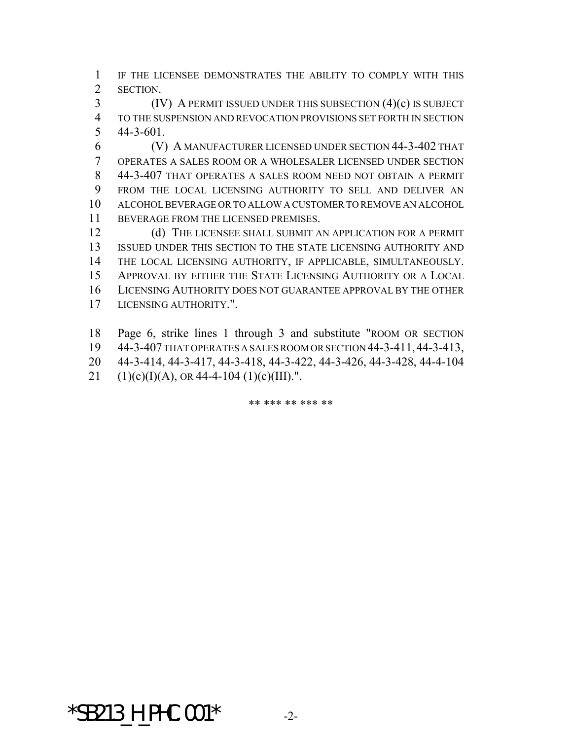IF THE LICENSEE DEMONSTRATES THE ABILITY TO COMPLY WITH THIS SECTION.

(IV) A PERMIT ISSUED UNDER THIS SUBSECTION (4)(c) IS SUBJECT TO THE SUSPENSION AND REVOCATION PROVISIONS SET FORTH IN SECTION 44-3-601.

(V) A MANUFACTURER LICENSED UNDER SECTION 44-3-402 THAT OPERATES A SALES ROOM OR A WHOLESALER LICENSED UNDER SECTION 44-3-407 THAT OPERATES A SALES ROOM NEED NOT OBTAIN A PERMIT FROM THE LOCAL LICENSING AUTHORITY TO SELL AND DELIVER AN ALCOHOL BEVERAGE OR TO ALLOW A CUSTOMER TO REMOVE AN ALCOHOL BEVERAGE FROM THE LICENSED PREMISES.

(d) THE LICENSEE SHALL SUBMIT AN APPLICATION FOR A PERMIT ISSUED UNDER THIS SECTION TO THE STATE LICENSING AUTHORITY AND THE LOCAL LICENSING AUTHORITY, IF APPLICABLE, SIMULTANEOUSLY. APPROVAL BY EITHER THE STATE LICENSING AUTHORITY OR A LOCAL LICENSING AUTHORITY DOES NOT GUARANTEE APPROVAL BY THE OTHER LICENSING AUTHORITY.".

Page 6, strike lines 1 through 3 and substitute "ROOM OR SECTION 44-3-407 THAT OPERATES A SALES ROOM OR SECTION 44-3-411, 44-3-413, 44-3-414, 44-3-417, 44-3-418, 44-3-422, 44-3-426, 44-3-428, 44-4-104 (1)(c)(I)(A), OR 44-4-104 (1)(c)(III).".

** *** ** *** **